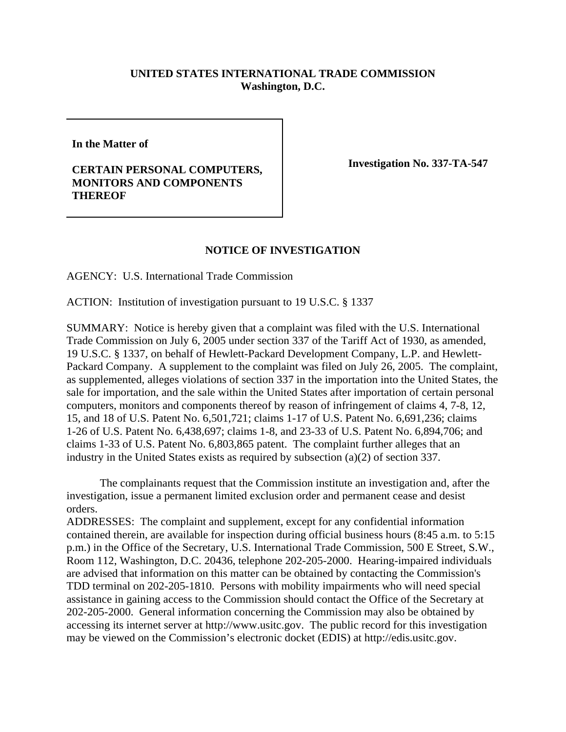**UNITED STATES INTERNATIONAL TRADE COMMISSION**
**Washington, D.C.**

**In the Matter of**

**CERTAIN PERSONAL COMPUTERS, MONITORS AND COMPONENTS THEREOF**

**Investigation No. 337-TA-547**

## NOTICE OF INVESTIGATION

AGENCY: U.S. International Trade Commission

ACTION: Institution of investigation pursuant to 19 U.S.C. § 1337

SUMMARY: Notice is hereby given that a complaint was filed with the U.S. International Trade Commission on July 6, 2005 under section 337 of the Tariff Act of 1930, as amended, 19 U.S.C. § 1337, on behalf of Hewlett-Packard Development Company, L.P. and Hewlett-Packard Company. A supplement to the complaint was filed on July 26, 2005. The complaint, as supplemented, alleges violations of section 337 in the importation into the United States, the sale for importation, and the sale within the United States after importation of certain personal computers, monitors and components thereof by reason of infringement of claims 4, 7-8, 12, 15, and 18 of U.S. Patent No. 6,501,721; claims 1-17 of U.S. Patent No. 6,691,236; claims 1-26 of U.S. Patent No. 6,438,697; claims 1-8, and 23-33 of U.S. Patent No. 6,894,706; and claims 1-33 of U.S. Patent No. 6,803,865 patent. The complaint further alleges that an industry in the United States exists as required by subsection (a)(2) of section 337.

The complainants request that the Commission institute an investigation and, after the investigation, issue a permanent limited exclusion order and permanent cease and desist orders.

ADDRESSES: The complaint and supplement, except for any confidential information contained therein, are available for inspection during official business hours (8:45 a.m. to 5:15 p.m.) in the Office of the Secretary, U.S. International Trade Commission, 500 E Street, S.W., Room 112, Washington, D.C. 20436, telephone 202-205-2000. Hearing-impaired individuals are advised that information on this matter can be obtained by contacting the Commission's TDD terminal on 202-205-1810. Persons with mobility impairments who will need special assistance in gaining access to the Commission should contact the Office of the Secretary at 202-205-2000. General information concerning the Commission may also be obtained by accessing its internet server at http://www.usitc.gov. The public record for this investigation may be viewed on the Commission's electronic docket (EDIS) at http://edis.usitc.gov.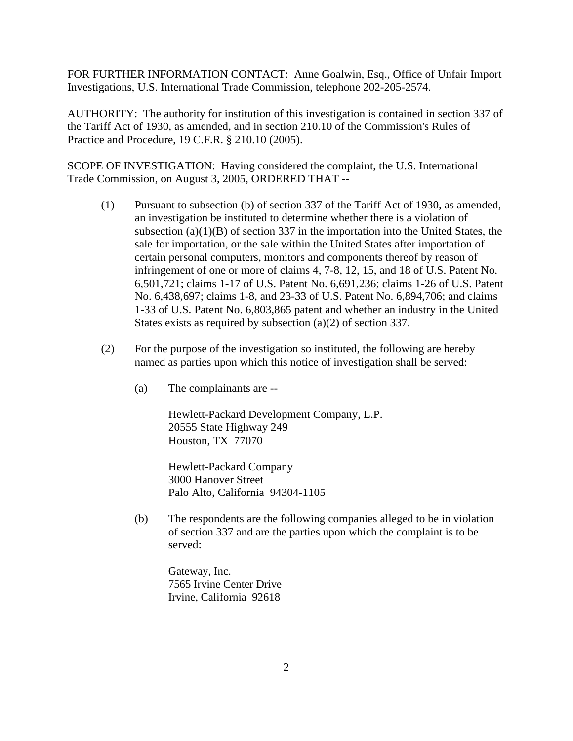FOR FURTHER INFORMATION CONTACT: Anne Goalwin, Esq., Office of Unfair Import Investigations, U.S. International Trade Commission, telephone 202-205-2574.

AUTHORITY: The authority for institution of this investigation is contained in section 337 of the Tariff Act of 1930, as amended, and in section 210.10 of the Commission's Rules of Practice and Procedure, 19 C.F.R. § 210.10 (2005).

SCOPE OF INVESTIGATION: Having considered the complaint, the U.S. International Trade Commission, on August 3, 2005, ORDERED THAT --

(1) Pursuant to subsection (b) of section 337 of the Tariff Act of 1930, as amended, an investigation be instituted to determine whether there is a violation of subsection (a)(1)(B) of section 337 in the importation into the United States, the sale for importation, or the sale within the United States after importation of certain personal computers, monitors and components thereof by reason of infringement of one or more of claims 4, 7-8, 12, 15, and 18 of U.S. Patent No. 6,501,721; claims 1-17 of U.S. Patent No. 6,691,236; claims 1-26 of U.S. Patent No. 6,438,697; claims 1-8, and 23-33 of U.S. Patent No. 6,894,706; and claims 1-33 of U.S. Patent No. 6,803,865 patent and whether an industry in the United States exists as required by subsection (a)(2) of section 337.

(2) For the purpose of the investigation so instituted, the following are hereby named as parties upon which this notice of investigation shall be served:

(a) The complainants are --

Hewlett-Packard Development Company, L.P.
20555 State Highway 249
Houston, TX 77070

Hewlett-Packard Company
3000 Hanover Street
Palo Alto, California 94304-1105

(b) The respondents are the following companies alleged to be in violation of section 337 and are the parties upon which the complaint is to be served:

Gateway, Inc.
7565 Irvine Center Drive
Irvine, California 92618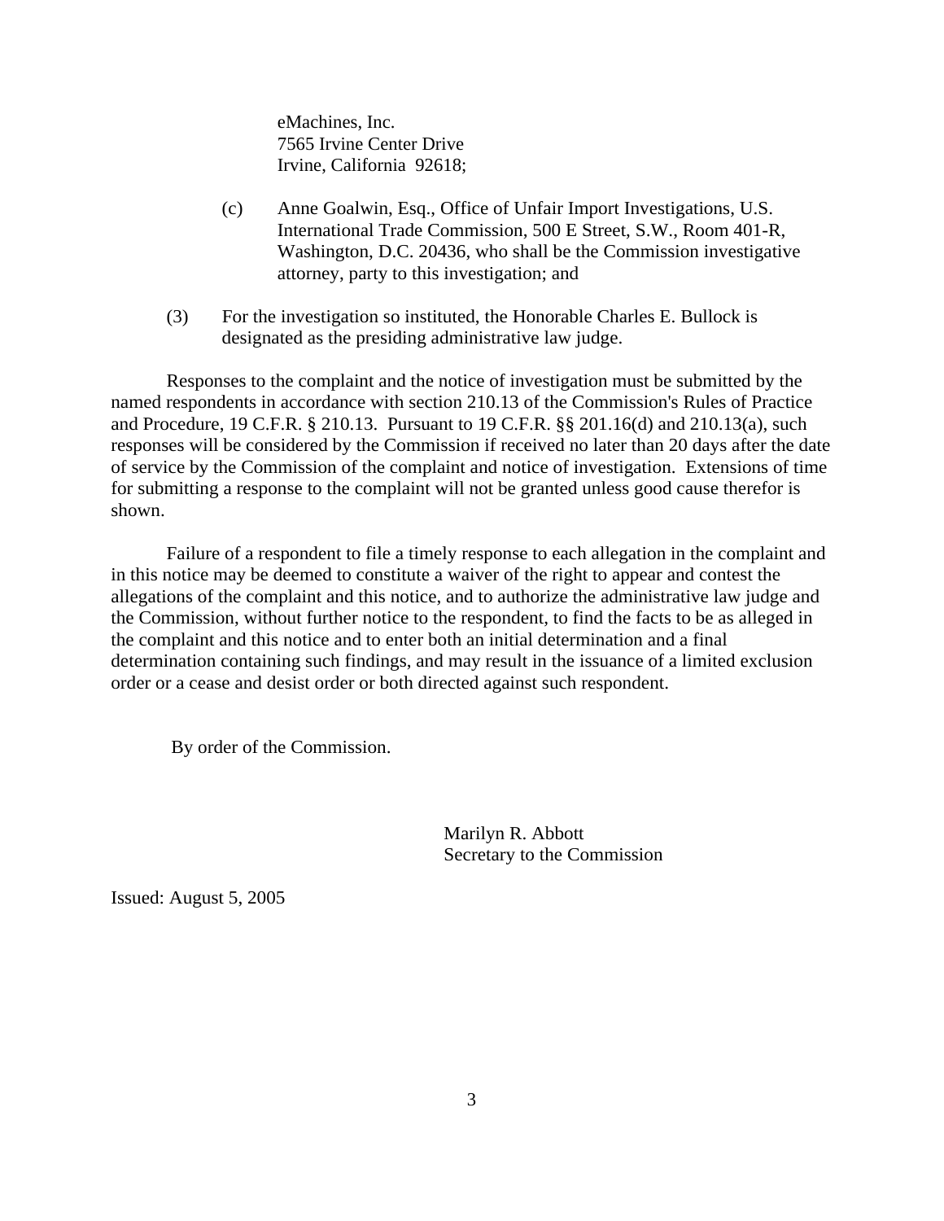eMachines, Inc.
7565 Irvine Center Drive
Irvine, California 92618;

(c) Anne Goalwin, Esq., Office of Unfair Import Investigations, U.S. International Trade Commission, 500 E Street, S.W., Room 401-R, Washington, D.C. 20436, who shall be the Commission investigative attorney, party to this investigation; and

(3) For the investigation so instituted, the Honorable Charles E. Bullock is designated as the presiding administrative law judge.

Responses to the complaint and the notice of investigation must be submitted by the named respondents in accordance with section 210.13 of the Commission's Rules of Practice and Procedure, 19 C.F.R. § 210.13. Pursuant to 19 C.F.R. §§ 201.16(d) and 210.13(a), such responses will be considered by the Commission if received no later than 20 days after the date of service by the Commission of the complaint and notice of investigation. Extensions of time for submitting a response to the complaint will not be granted unless good cause therefor is shown.

Failure of a respondent to file a timely response to each allegation in the complaint and in this notice may be deemed to constitute a waiver of the right to appear and contest the allegations of the complaint and this notice, and to authorize the administrative law judge and the Commission, without further notice to the respondent, to find the facts to be as alleged in the complaint and this notice and to enter both an initial determination and a final determination containing such findings, and may result in the issuance of a limited exclusion order or a cease and desist order or both directed against such respondent.

By order of the Commission.

Marilyn R. Abbott
Secretary to the Commission

Issued: August 5, 2005